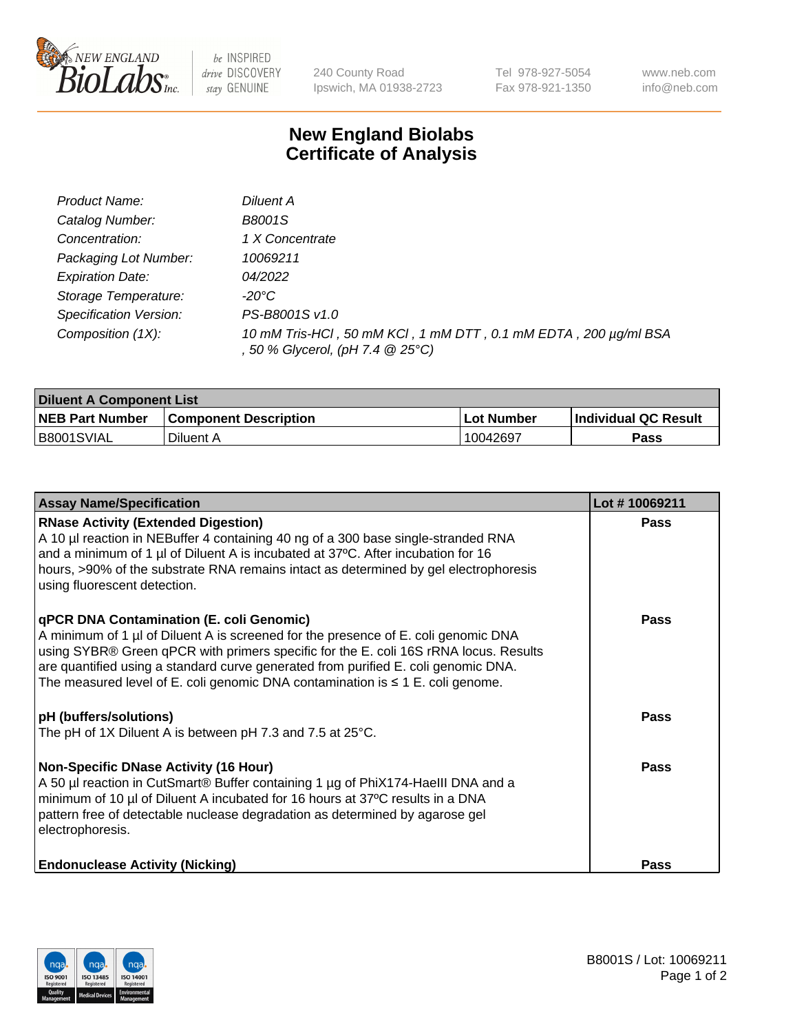# New England Biolabs Certificate of Analysis

| | |
|---|---|
| Product Name: | Diluent A |
| Catalog Number: | B8001S |
| Concentration: | 1 X Concentrate |
| Packaging Lot Number: | 10069211 |
| Expiration Date: | 04/2022 |
| Storage Temperature: | -20°C |
| Specification Version: | PS-B8001S v1.0 |
| Composition (1X): | 10 mM Tris-HCl , 50 mM KCl , 1 mM DTT , 0.1 mM EDTA , 200 µg/ml BSA , 50 % Glycerol, (pH 7.4 @ 25°C) |

| Diluent A Component List | | | |
|---|---|---|---|
| NEB Part Number | Component Description | Lot Number | Individual QC Result |
| B8001SVIAL | Diluent A | 10042697 | Pass |

| Assay Name/Specification | Lot # 10069211 |
|---|---|
| **RNase Activity (Extended Digestion)**<br>A 10 µl reaction in NEBuffer 4 containing 40 ng of a 300 base single-stranded RNA and a minimum of 1 µl of Diluent A is incubated at 37ºC. After incubation for 16 hours, >90% of the substrate RNA remains intact as determined by gel electrophoresis using fluorescent detection. | Pass |
| **qPCR DNA Contamination (E. coli Genomic)**<br>A minimum of 1 µl of Diluent A is screened for the presence of E. coli genomic DNA using SYBR® Green qPCR with primers specific for the E. coli 16S rRNA locus. Results are quantified using a standard curve generated from purified E. coli genomic DNA. The measured level of E. coli genomic DNA contamination is ≤ 1 E. coli genome. | Pass |
| **pH (buffers/solutions)**<br>The pH of 1X Diluent A is between pH 7.3 and 7.5 at 25°C. | Pass |
| **Non-Specific DNase Activity (16 Hour)**<br>A 50 µl reaction in CutSmart® Buffer containing 1 µg of PhiX174-HaeIII DNA and a minimum of 10 µl of Diluent A incubated for 16 hours at 37ºC results in a DNA pattern free of detectable nuclease degradation as determined by agarose gel electrophoresis. | Pass |
| **Endonuclease Activity (Nicking)** | Pass |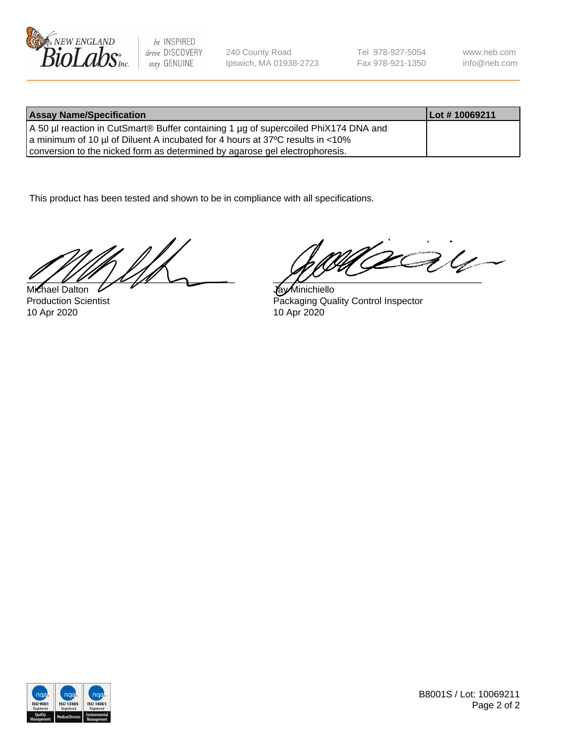| Assay Name/Specification | Lot # 10069211 |
| --- | --- |
| A 50 µl reaction in CutSmart® Buffer containing 1 µg of supercoiled PhiX174 DNA and a minimum of 10 µl of Diluent A incubated for 4 hours at 37ºC results in <10% conversion to the nicked form as determined by agarose gel electrophoresis. | |

This product has been tested and shown to be in compliance with all specifications.

Michael Dalton
Production Scientist
10 Apr 2020

Jay Minichiello
Packaging Quality Control Inspector
10 Apr 2020

B8001S / Lot: 10069211